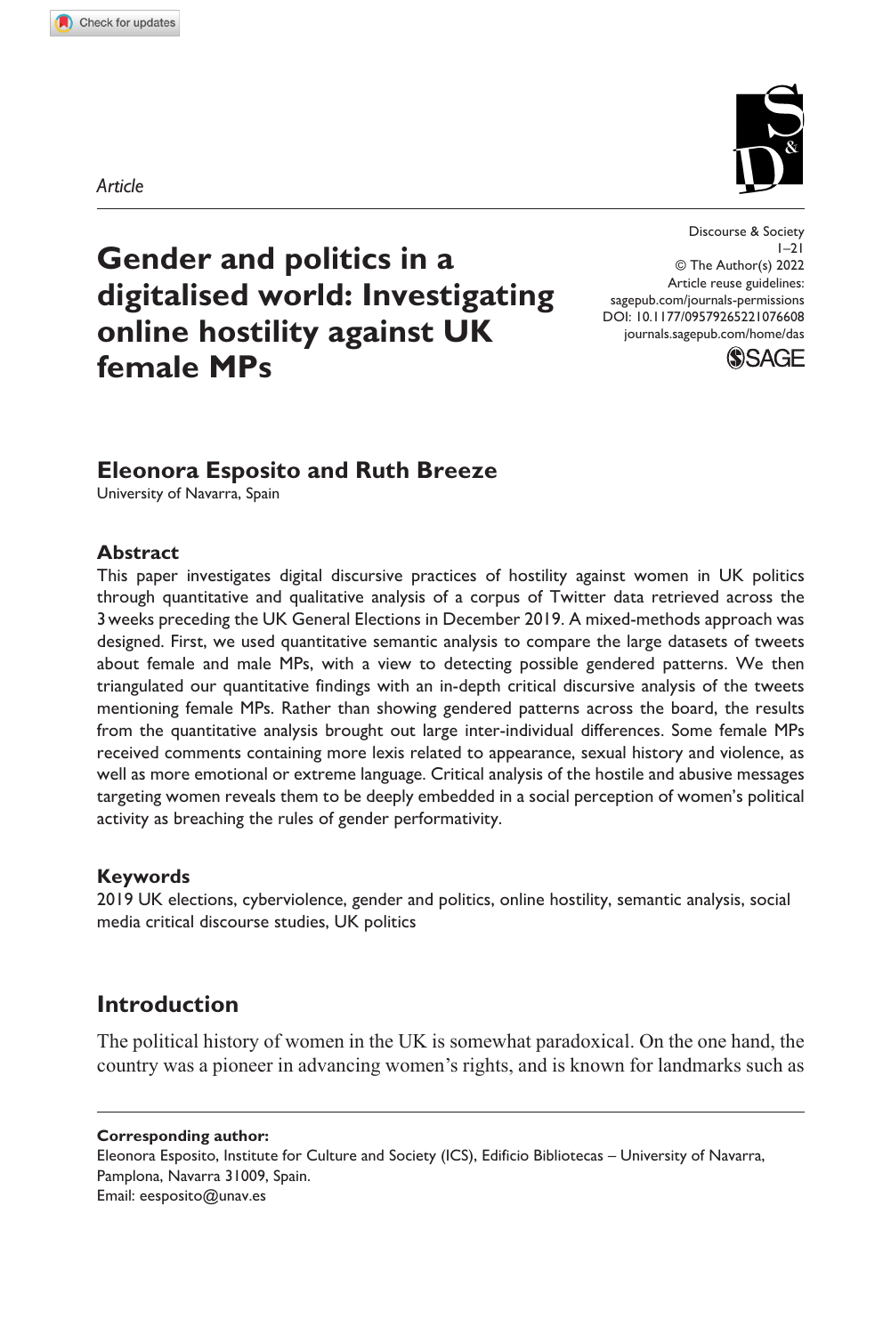*Article*

# Gender and politics in a digitalised world: Investigating online hostility against UK female MPs

Discourse & Society
1–21
© The Author(s) 2022
Article reuse guidelines:
sagepub.com/journals-permissions
DOI: 10.1177/09579265221076608
journals.sagepub.com/home/das

**Eleonora Esposito and Ruth Breeze**
University of Navarra, Spain

## Abstract

This paper investigates digital discursive practices of hostility against women in UK politics through quantitative and qualitative analysis of a corpus of Twitter data retrieved across the 3 weeks preceding the UK General Elections in December 2019. A mixed-methods approach was designed. First, we used quantitative semantic analysis to compare the large datasets of tweets about female and male MPs, with a view to detecting possible gendered patterns. We then triangulated our quantitative findings with an in-depth critical discursive analysis of the tweets mentioning female MPs. Rather than showing gendered patterns across the board, the results from the quantitative analysis brought out large inter-individual differences. Some female MPs received comments containing more lexis related to appearance, sexual history and violence, as well as more emotional or extreme language. Critical analysis of the hostile and abusive messages targeting women reveals them to be deeply embedded in a social perception of women's political activity as breaching the rules of gender performativity.

## Keywords

2019 UK elections, cyberviolence, gender and politics, online hostility, semantic analysis, social media critical discourse studies, UK politics

## Introduction

The political history of women in the UK is somewhat paradoxical. On the one hand, the country was a pioneer in advancing women's rights, and is known for landmarks such as

**Corresponding author:**
Eleonora Esposito, Institute for Culture and Society (ICS), Edificio Bibliotecas – University of Navarra, Pamplona, Navarra 31009, Spain.
Email: eesposito@unav.es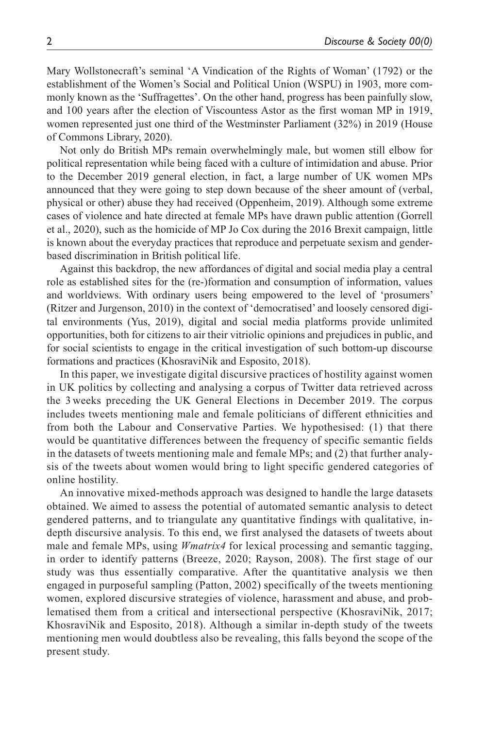Mary Wollstonecraft's seminal 'A Vindication of the Rights of Woman' (1792) or the establishment of the Women's Social and Political Union (WSPU) in 1903, more commonly known as the 'Suffragettes'. On the other hand, progress has been painfully slow, and 100 years after the election of Viscountess Astor as the first woman MP in 1919, women represented just one third of the Westminster Parliament (32%) in 2019 (House of Commons Library, 2020).

Not only do British MPs remain overwhelmingly male, but women still elbow for political representation while being faced with a culture of intimidation and abuse. Prior to the December 2019 general election, in fact, a large number of UK women MPs announced that they were going to step down because of the sheer amount of (verbal, physical or other) abuse they had received (Oppenheim, 2019). Although some extreme cases of violence and hate directed at female MPs have drawn public attention (Gorrell et al., 2020), such as the homicide of MP Jo Cox during the 2016 Brexit campaign, little is known about the everyday practices that reproduce and perpetuate sexism and gender-based discrimination in British political life.

Against this backdrop, the new affordances of digital and social media play a central role as established sites for the (re-)formation and consumption of information, values and worldviews. With ordinary users being empowered to the level of 'prosumers' (Ritzer and Jurgenson, 2010) in the context of 'democratised' and loosely censored digital environments (Yus, 2019), digital and social media platforms provide unlimited opportunities, both for citizens to air their vitriolic opinions and prejudices in public, and for social scientists to engage in the critical investigation of such bottom-up discourse formations and practices (KhosraviNik and Esposito, 2018).

In this paper, we investigate digital discursive practices of hostility against women in UK politics by collecting and analysing a corpus of Twitter data retrieved across the 3 weeks preceding the UK General Elections in December 2019. The corpus includes tweets mentioning male and female politicians of different ethnicities and from both the Labour and Conservative Parties. We hypothesised: (1) that there would be quantitative differences between the frequency of specific semantic fields in the datasets of tweets mentioning male and female MPs; and (2) that further analysis of the tweets about women would bring to light specific gendered categories of online hostility.

An innovative mixed-methods approach was designed to handle the large datasets obtained. We aimed to assess the potential of automated semantic analysis to detect gendered patterns, and to triangulate any quantitative findings with qualitative, in-depth discursive analysis. To this end, we first analysed the datasets of tweets about male and female MPs, using *Wmatrix4* for lexical processing and semantic tagging, in order to identify patterns (Breeze, 2020; Rayson, 2008). The first stage of our study was thus essentially comparative. After the quantitative analysis we then engaged in purposeful sampling (Patton, 2002) specifically of the tweets mentioning women, explored discursive strategies of violence, harassment and abuse, and problematised them from a critical and intersectional perspective (KhosraviNik, 2017; KhosraviNik and Esposito, 2018). Although a similar in-depth study of the tweets mentioning men would doubtless also be revealing, this falls beyond the scope of the present study.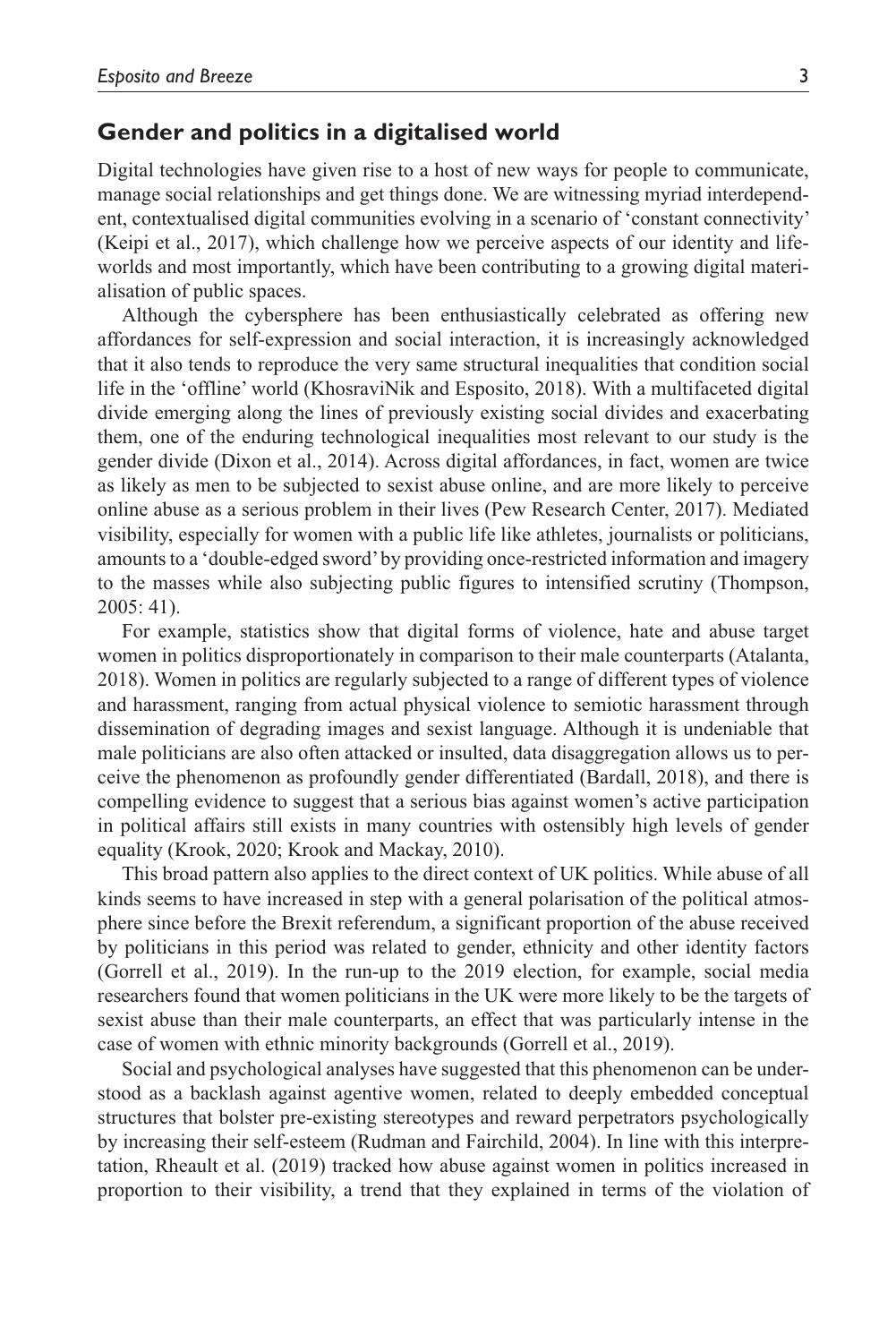## Gender and politics in a digitalised world

Digital technologies have given rise to a host of new ways for people to communicate, manage social relationships and get things done. We are witnessing myriad interdependent, contextualised digital communities evolving in a scenario of 'constant connectivity' (Keipi et al., 2017), which challenge how we perceive aspects of our identity and lifeworlds and most importantly, which have been contributing to a growing digital materialisation of public spaces.

Although the cybersphere has been enthusiastically celebrated as offering new affordances for self-expression and social interaction, it is increasingly acknowledged that it also tends to reproduce the very same structural inequalities that condition social life in the 'offline' world (KhosraviNik and Esposito, 2018). With a multifaceted digital divide emerging along the lines of previously existing social divides and exacerbating them, one of the enduring technological inequalities most relevant to our study is the gender divide (Dixon et al., 2014). Across digital affordances, in fact, women are twice as likely as men to be subjected to sexist abuse online, and are more likely to perceive online abuse as a serious problem in their lives (Pew Research Center, 2017). Mediated visibility, especially for women with a public life like athletes, journalists or politicians, amounts to a 'double-edged sword' by providing once-restricted information and imagery to the masses while also subjecting public figures to intensified scrutiny (Thompson, 2005: 41).

For example, statistics show that digital forms of violence, hate and abuse target women in politics disproportionately in comparison to their male counterparts (Atalanta, 2018). Women in politics are regularly subjected to a range of different types of violence and harassment, ranging from actual physical violence to semiotic harassment through dissemination of degrading images and sexist language. Although it is undeniable that male politicians are also often attacked or insulted, data disaggregation allows us to perceive the phenomenon as profoundly gender differentiated (Bardall, 2018), and there is compelling evidence to suggest that a serious bias against women's active participation in political affairs still exists in many countries with ostensibly high levels of gender equality (Krook, 2020; Krook and Mackay, 2010).

This broad pattern also applies to the direct context of UK politics. While abuse of all kinds seems to have increased in step with a general polarisation of the political atmosphere since before the Brexit referendum, a significant proportion of the abuse received by politicians in this period was related to gender, ethnicity and other identity factors (Gorrell et al., 2019). In the run-up to the 2019 election, for example, social media researchers found that women politicians in the UK were more likely to be the targets of sexist abuse than their male counterparts, an effect that was particularly intense in the case of women with ethnic minority backgrounds (Gorrell et al., 2019).

Social and psychological analyses have suggested that this phenomenon can be understood as a backlash against agentive women, related to deeply embedded conceptual structures that bolster pre-existing stereotypes and reward perpetrators psychologically by increasing their self-esteem (Rudman and Fairchild, 2004). In line with this interpretation, Rheault et al. (2019) tracked how abuse against women in politics increased in proportion to their visibility, a trend that they explained in terms of the violation of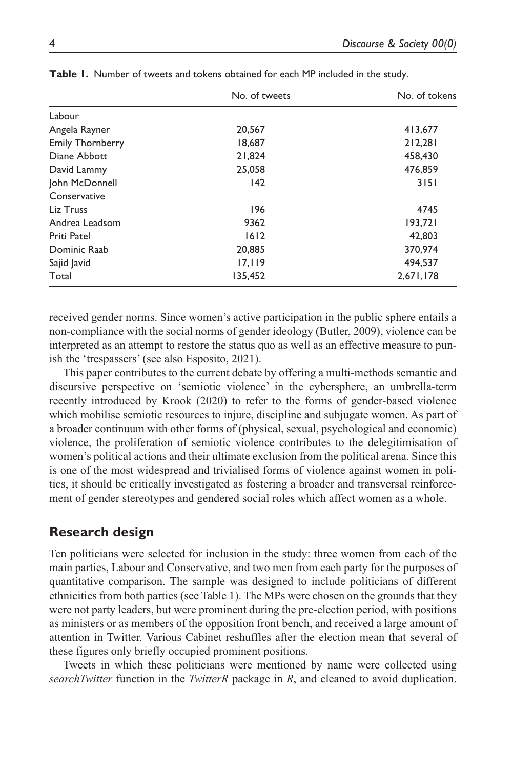**Table 1.** Number of tweets and tokens obtained for each MP included in the study.

| | No. of tweets | No. of tokens |
|---|---|---|
| Labour | | |
| Angela Rayner | 20,567 | 413,677 |
| Emily Thornberry | 18,687 | 212,281 |
| Diane Abbott | 21,824 | 458,430 |
| David Lammy | 25,058 | 476,859 |
| John McDonnell | 142 | 3151 |
| Conservative | | |
| Liz Truss | 196 | 4745 |
| Andrea Leadsom | 9362 | 193,721 |
| Priti Patel | 1612 | 42,803 |
| Dominic Raab | 20,885 | 370,974 |
| Sajid Javid | 17,119 | 494,537 |
| Total | 135,452 | 2,671,178 |

received gender norms. Since women's active participation in the public sphere entails a non-compliance with the social norms of gender ideology (Butler, 2009), violence can be interpreted as an attempt to restore the status quo as well as an effective measure to punish the 'trespassers' (see also Esposito, 2021).

This paper contributes to the current debate by offering a multi-methods semantic and discursive perspective on 'semiotic violence' in the cybersphere, an umbrella-term recently introduced by Krook (2020) to refer to the forms of gender-based violence which mobilise semiotic resources to injure, discipline and subjugate women. As part of a broader continuum with other forms of (physical, sexual, psychological and economic) violence, the proliferation of semiotic violence contributes to the delegitimisation of women's political actions and their ultimate exclusion from the political arena. Since this is one of the most widespread and trivialised forms of violence against women in politics, it should be critically investigated as fostering a broader and transversal reinforcement of gender stereotypes and gendered social roles which affect women as a whole.

## Research design

Ten politicians were selected for inclusion in the study: three women from each of the main parties, Labour and Conservative, and two men from each party for the purposes of quantitative comparison. The sample was designed to include politicians of different ethnicities from both parties (see Table 1). The MPs were chosen on the grounds that they were not party leaders, but were prominent during the pre-election period, with positions as ministers or as members of the opposition front bench, and received a large amount of attention in Twitter. Various Cabinet reshuffles after the election mean that several of these figures only briefly occupied prominent positions.

Tweets in which these politicians were mentioned by name were collected using *searchTwitter* function in the *TwitterR* package in *R*, and cleaned to avoid duplication.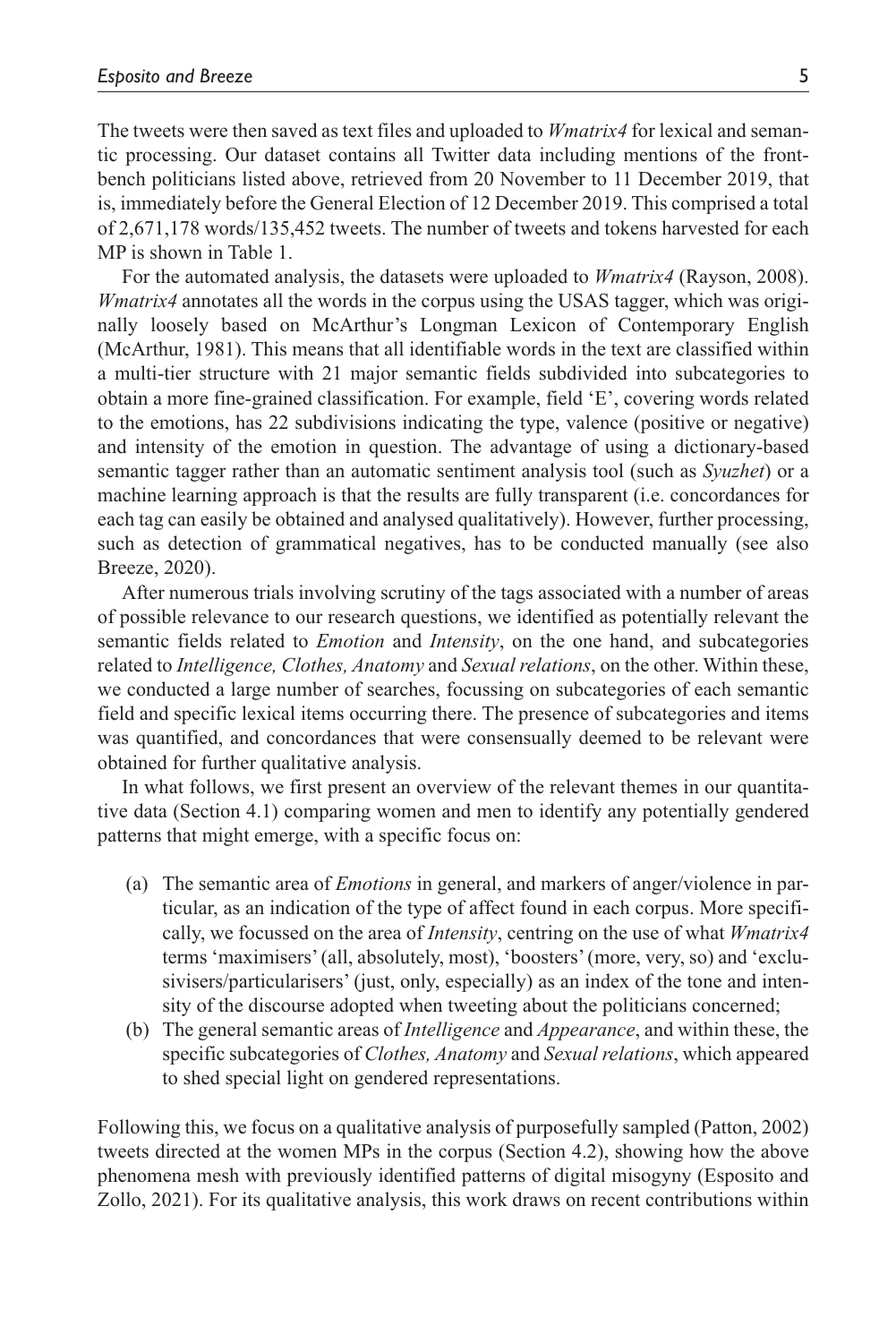The tweets were then saved as text files and uploaded to *Wmatrix4* for lexical and semantic processing. Our dataset contains all Twitter data including mentions of the frontbench politicians listed above, retrieved from 20 November to 11 December 2019, that is, immediately before the General Election of 12 December 2019. This comprised a total of 2,671,178 words/135,452 tweets. The number of tweets and tokens harvested for each MP is shown in Table 1.

For the automated analysis, the datasets were uploaded to *Wmatrix4* (Rayson, 2008). *Wmatrix4* annotates all the words in the corpus using the USAS tagger, which was originally loosely based on McArthur's Longman Lexicon of Contemporary English (McArthur, 1981). This means that all identifiable words in the text are classified within a multi-tier structure with 21 major semantic fields subdivided into subcategories to obtain a more fine-grained classification. For example, field 'E', covering words related to the emotions, has 22 subdivisions indicating the type, valence (positive or negative) and intensity of the emotion in question. The advantage of using a dictionary-based semantic tagger rather than an automatic sentiment analysis tool (such as *Syuzhet*) or a machine learning approach is that the results are fully transparent (i.e. concordances for each tag can easily be obtained and analysed qualitatively). However, further processing, such as detection of grammatical negatives, has to be conducted manually (see also Breeze, 2020).

After numerous trials involving scrutiny of the tags associated with a number of areas of possible relevance to our research questions, we identified as potentially relevant the semantic fields related to *Emotion* and *Intensity*, on the one hand, and subcategories related to *Intelligence, Clothes, Anatomy* and *Sexual relations*, on the other. Within these, we conducted a large number of searches, focussing on subcategories of each semantic field and specific lexical items occurring there. The presence of subcategories and items was quantified, and concordances that were consensually deemed to be relevant were obtained for further qualitative analysis.

In what follows, we first present an overview of the relevant themes in our quantitative data (Section 4.1) comparing women and men to identify any potentially gendered patterns that might emerge, with a specific focus on:

(a) The semantic area of *Emotions* in general, and markers of anger/violence in particular, as an indication of the type of affect found in each corpus. More specifically, we focussed on the area of *Intensity*, centring on the use of what *Wmatrix4* terms 'maximisers' (all, absolutely, most), 'boosters' (more, very, so) and 'exclusivisers/particularisers' (just, only, especially) as an index of the tone and intensity of the discourse adopted when tweeting about the politicians concerned;

(b) The general semantic areas of *Intelligence* and *Appearance*, and within these, the specific subcategories of *Clothes, Anatomy* and *Sexual relations*, which appeared to shed special light on gendered representations.

Following this, we focus on a qualitative analysis of purposefully sampled (Patton, 2002) tweets directed at the women MPs in the corpus (Section 4.2), showing how the above phenomena mesh with previously identified patterns of digital misogyny (Esposito and Zollo, 2021). For its qualitative analysis, this work draws on recent contributions within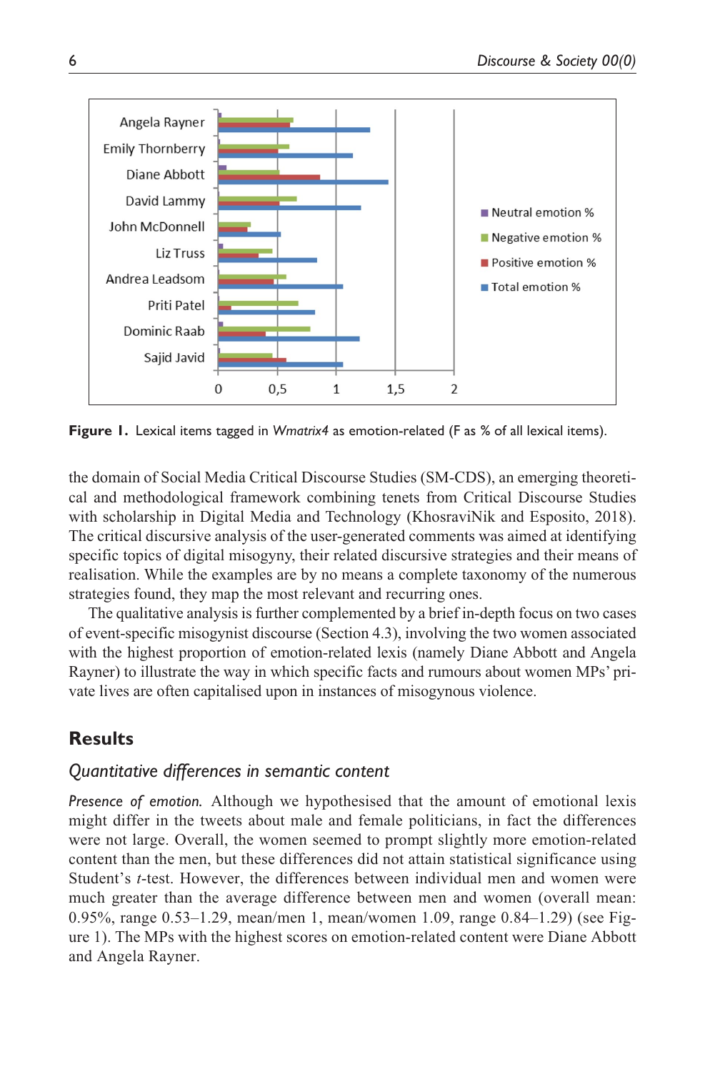**Figure 1.** Lexical items tagged in *Wmatrix4* as emotion-related (F as % of all lexical items).

the domain of Social Media Critical Discourse Studies (SM-CDS), an emerging theoretical and methodological framework combining tenets from Critical Discourse Studies with scholarship in Digital Media and Technology (KhosraviNik and Esposito, 2018). The critical discursive analysis of the user-generated comments was aimed at identifying specific topics of digital misogyny, their related discursive strategies and their means of realisation. While the examples are by no means a complete taxonomy of the numerous strategies found, they map the most relevant and recurring ones.

The qualitative analysis is further complemented by a brief in-depth focus on two cases of event-specific misogynist discourse (Section 4.3), involving the two women associated with the highest proportion of emotion-related lexis (namely Diane Abbott and Angela Rayner) to illustrate the way in which specific facts and rumours about women MPs' private lives are often capitalised upon in instances of misogynous violence.

## Results

### Quantitative differences in semantic content

*Presence of emotion.* Although we hypothesised that the amount of emotional lexis might differ in the tweets about male and female politicians, in fact the differences were not large. Overall, the women seemed to prompt slightly more emotion-related content than the men, but these differences did not attain statistical significance using Student's *t*-test. However, the differences between individual men and women were much greater than the average difference between men and women (overall mean: 0.95%, range 0.53–1.29, mean/men 1, mean/women 1.09, range 0.84–1.29) (see Figure 1). The MPs with the highest scores on emotion-related content were Diane Abbott and Angela Rayner.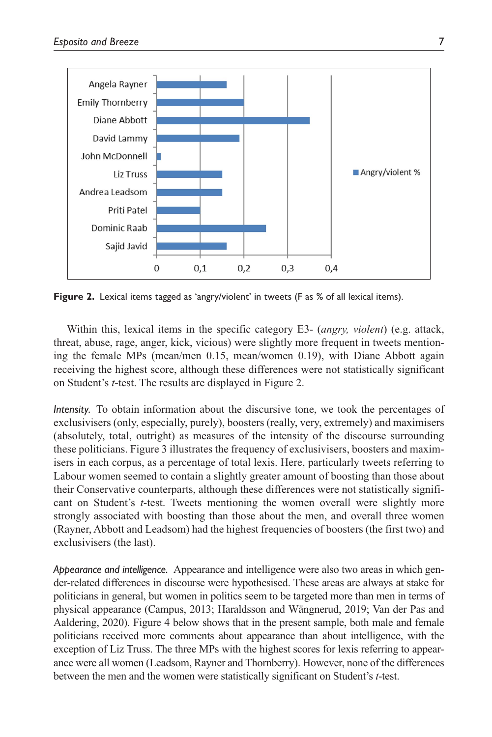**Figure 2.** Lexical items tagged as 'angry/violent' in tweets (F as % of all lexical items).

Within this, lexical items in the specific category E3- (*angry, violent*) (e.g. attack, threat, abuse, rage, anger, kick, vicious) were slightly more frequent in tweets mentioning the female MPs (mean/men 0.15, mean/women 0.19), with Diane Abbott again receiving the highest score, although these differences were not statistically significant on Student's *t*-test. The results are displayed in Figure 2.

*Intensity.* To obtain information about the discursive tone, we took the percentages of exclusivisers (only, especially, purely), boosters (really, very, extremely) and maximisers (absolutely, total, outright) as measures of the intensity of the discourse surrounding these politicians. Figure 3 illustrates the frequency of exclusivisers, boosters and maximisers in each corpus, as a percentage of total lexis. Here, particularly tweets referring to Labour women seemed to contain a slightly greater amount of boosting than those about their Conservative counterparts, although these differences were not statistically significant on Student's *t*-test. Tweets mentioning the women overall were slightly more strongly associated with boosting than those about the men, and overall three women (Rayner, Abbott and Leadsom) had the highest frequencies of boosters (the first two) and exclusivisers (the last).

*Appearance and intelligence.* Appearance and intelligence were also two areas in which gender-related differences in discourse were hypothesised. These areas are always at stake for politicians in general, but women in politics seem to be targeted more than men in terms of physical appearance (Campus, 2013; Haraldsson and Wängnerud, 2019; Van der Pas and Aaldering, 2020). Figure 4 below shows that in the present sample, both male and female politicians received more comments about appearance than about intelligence, with the exception of Liz Truss. The three MPs with the highest scores for lexis referring to appearance were all women (Leadsom, Rayner and Thornberry). However, none of the differences between the men and the women were statistically significant on Student's *t*-test.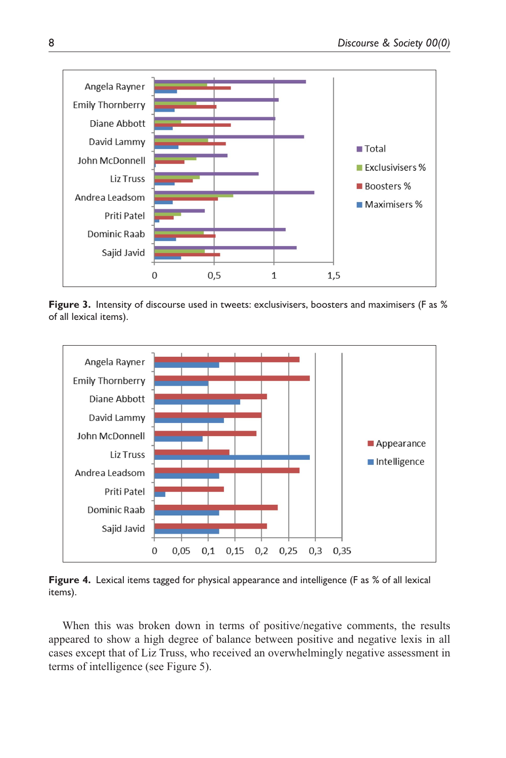**Figure 3.** Intensity of discourse used in tweets: exclusivisers, boosters and maximisers (F as % of all lexical items).

**Figure 4.** Lexical items tagged for physical appearance and intelligence (F as % of all lexical items).

When this was broken down in terms of positive/negative comments, the results appeared to show a high degree of balance between positive and negative lexis in all cases except that of Liz Truss, who received an overwhelmingly negative assessment in terms of intelligence (see Figure 5).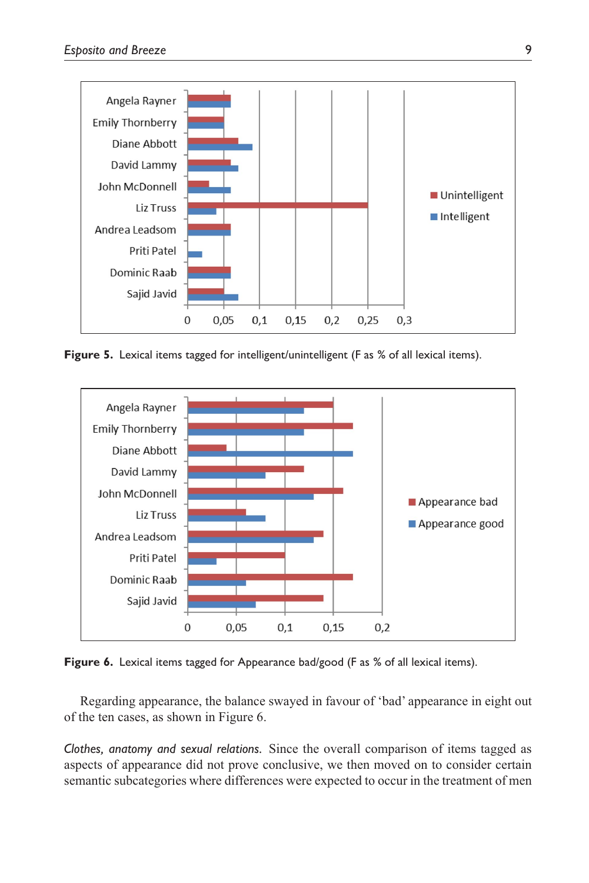**Figure 5.** Lexical items tagged for intelligent/unintelligent (F as % of all lexical items).

**Figure 6.** Lexical items tagged for Appearance bad/good (F as % of all lexical items).

Regarding appearance, the balance swayed in favour of 'bad' appearance in eight out of the ten cases, as shown in Figure 6.

*Clothes, anatomy and sexual relations.* Since the overall comparison of items tagged as aspects of appearance did not prove conclusive, we then moved on to consider certain semantic subcategories where differences were expected to occur in the treatment of men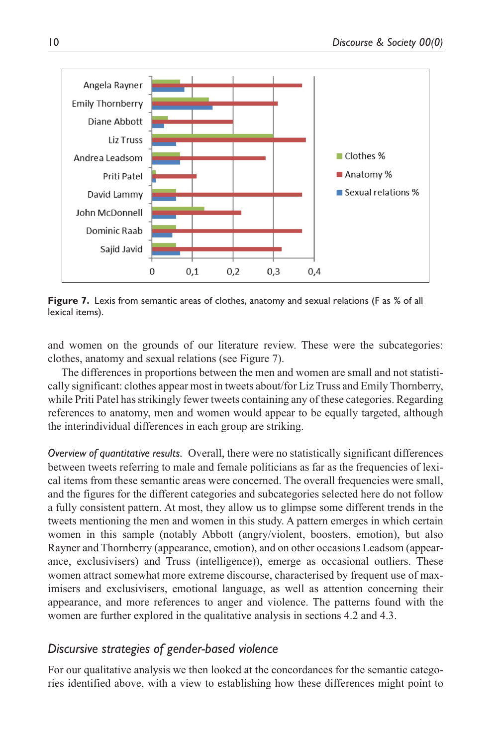**Figure 7.** Lexis from semantic areas of clothes, anatomy and sexual relations (F as % of all lexical items).

and women on the grounds of our literature review. These were the subcategories: clothes, anatomy and sexual relations (see Figure 7).

The differences in proportions between the men and women are small and not statistically significant: clothes appear most in tweets about/for Liz Truss and Emily Thornberry, while Priti Patel has strikingly fewer tweets containing any of these categories. Regarding references to anatomy, men and women would appear to be equally targeted, although the interindividual differences in each group are striking.

*Overview of quantitative results.* Overall, there were no statistically significant differences between tweets referring to male and female politicians as far as the frequencies of lexical items from these semantic areas were concerned. The overall frequencies were small, and the figures for the different categories and subcategories selected here do not follow a fully consistent pattern. At most, they allow us to glimpse some different trends in the tweets mentioning the men and women in this study. A pattern emerges in which certain women in this sample (notably Abbott (angry/violent, boosters, emotion), but also Rayner and Thornberry (appearance, emotion), and on other occasions Leadsom (appearance, exclusivisers) and Truss (intelligence)), emerge as occasional outliers. These women attract somewhat more extreme discourse, characterised by frequent use of maximisers and exclusivisers, emotional language, as well as attention concerning their appearance, and more references to anger and violence. The patterns found with the women are further explored in the qualitative analysis in sections 4.2 and 4.3.

### *Discursive strategies of gender-based violence*

For our qualitative analysis we then looked at the concordances for the semantic categories identified above, with a view to establishing how these differences might point to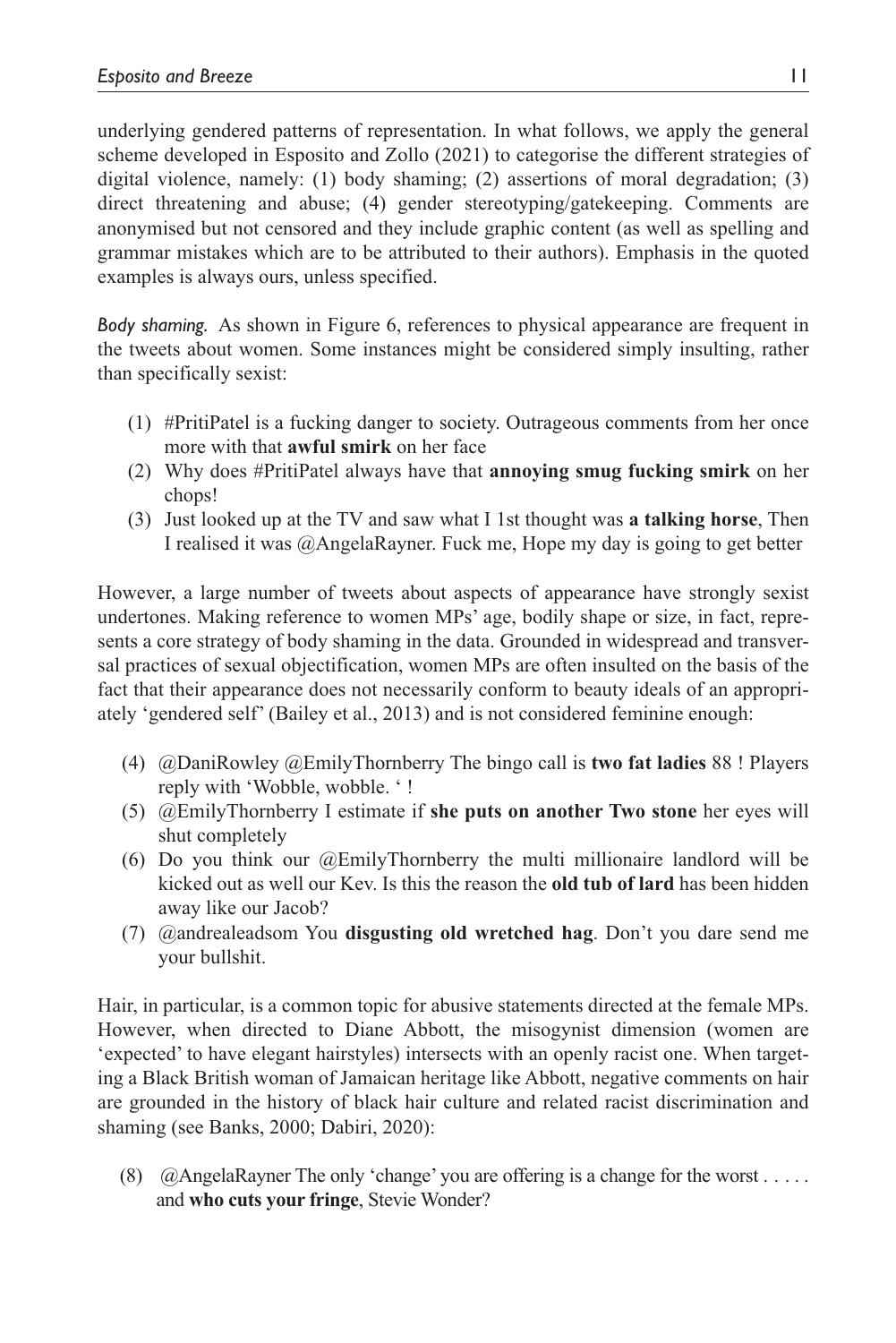underlying gendered patterns of representation. In what follows, we apply the general scheme developed in Esposito and Zollo (2021) to categorise the different strategies of digital violence, namely: (1) body shaming; (2) assertions of moral degradation; (3) direct threatening and abuse; (4) gender stereotyping/gatekeeping. Comments are anonymised but not censored and they include graphic content (as well as spelling and grammar mistakes which are to be attributed to their authors). Emphasis in the quoted examples is always ours, unless specified.

*Body shaming.* As shown in Figure 6, references to physical appearance are frequent in the tweets about women. Some instances might be considered simply insulting, rather than specifically sexist:

(1) #PritiPatel is a fucking danger to society. Outrageous comments from her once more with that **awful smirk** on her face

(2) Why does #PritiPatel always have that **annoying smug fucking smirk** on her chops!

(3) Just looked up at the TV and saw what I 1st thought was **a talking horse**, Then I realised it was @AngelaRayner. Fuck me, Hope my day is going to get better

However, a large number of tweets about aspects of appearance have strongly sexist undertones. Making reference to women MPs' age, bodily shape or size, in fact, represents a core strategy of body shaming in the data. Grounded in widespread and transversal practices of sexual objectification, women MPs are often insulted on the basis of the fact that their appearance does not necessarily conform to beauty ideals of an appropriately 'gendered self' (Bailey et al., 2013) and is not considered feminine enough:

(4) @DaniRowley @EmilyThornberry The bingo call is **two fat ladies** 88 ! Players reply with 'Wobble, wobble. ' !

(5) @EmilyThornberry I estimate if **she puts on another Two stone** her eyes will shut completely

(6) Do you think our @EmilyThornberry the multi millionaire landlord will be kicked out as well our Kev. Is this the reason the **old tub of lard** has been hidden away like our Jacob?

(7) @andrealeadsom You **disgusting old wretched hag**. Don't you dare send me your bullshit.

Hair, in particular, is a common topic for abusive statements directed at the female MPs. However, when directed to Diane Abbott, the misogynist dimension (women are 'expected' to have elegant hairstyles) intersects with an openly racist one. When targeting a Black British woman of Jamaican heritage like Abbott, negative comments on hair are grounded in the history of black hair culture and related racist discrimination and shaming (see Banks, 2000; Dabiri, 2020):

(8) @AngelaRayner The only 'change' you are offering is a change for the worst . . . . . and **who cuts your fringe**, Stevie Wonder?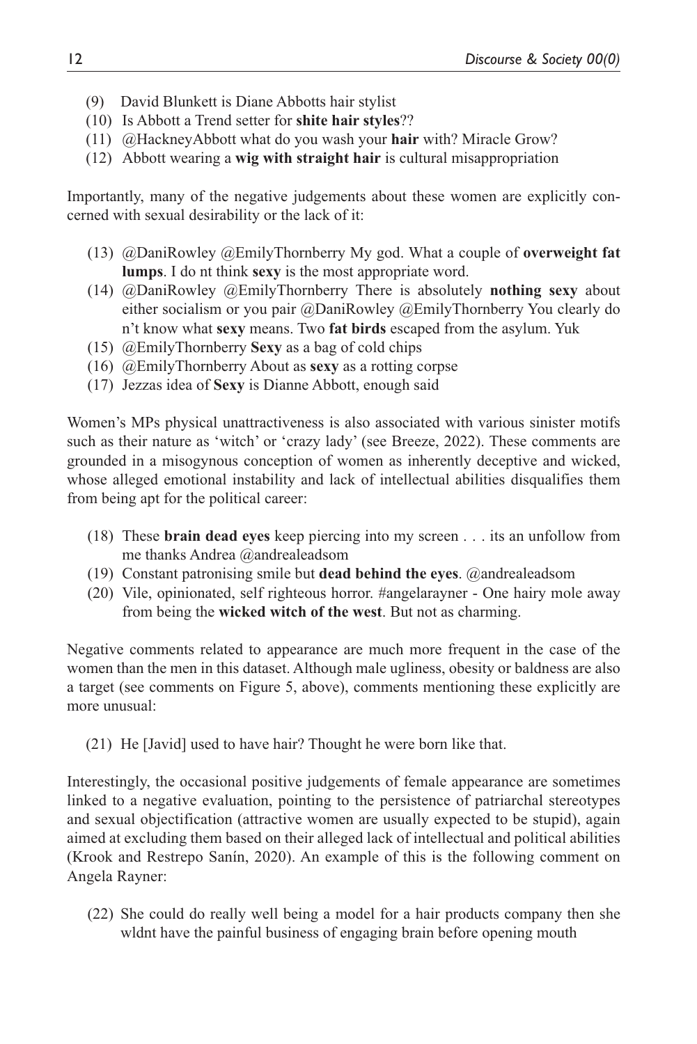(9) David Blunkett is Diane Abbotts hair stylist
(10) Is Abbott a Trend setter for **shite hair styles**??
(11) @HackneyAbbott what do you wash your **hair** with? Miracle Grow?
(12) Abbott wearing a **wig with straight hair** is cultural misappropriation

Importantly, many of the negative judgements about these women are explicitly concerned with sexual desirability or the lack of it:

(13) @DaniRowley @EmilyThornberry My god. What a couple of **overweight fat lumps**. I do nt think **sexy** is the most appropriate word.
(14) @DaniRowley @EmilyThornberry There is absolutely **nothing sexy** about either socialism or you pair @DaniRowley @EmilyThornberry You clearly do n't know what **sexy** means. Two **fat birds** escaped from the asylum. Yuk
(15) @EmilyThornberry **Sexy** as a bag of cold chips
(16) @EmilyThornberry About as **sexy** as a rotting corpse
(17) Jezzas idea of **Sexy** is Dianne Abbott, enough said

Women's MPs physical unattractiveness is also associated with various sinister motifs such as their nature as 'witch' or 'crazy lady' (see Breeze, 2022). These comments are grounded in a misogynous conception of women as inherently deceptive and wicked, whose alleged emotional instability and lack of intellectual abilities disqualifies them from being apt for the political career:

(18) These **brain dead eyes** keep piercing into my screen . . . its an unfollow from me thanks Andrea @andrealeadsom
(19) Constant patronising smile but **dead behind the eyes**. @andrealeadsom
(20) Vile, opinionated, self righteous horror. #angelarayner - One hairy mole away from being the **wicked witch of the west**. But not as charming.

Negative comments related to appearance are much more frequent in the case of the women than the men in this dataset. Although male ugliness, obesity or baldness are also a target (see comments on Figure 5, above), comments mentioning these explicitly are more unusual:

(21) He [Javid] used to have hair? Thought he were born like that.

Interestingly, the occasional positive judgements of female appearance are sometimes linked to a negative evaluation, pointing to the persistence of patriarchal stereotypes and sexual objectification (attractive women are usually expected to be stupid), again aimed at excluding them based on their alleged lack of intellectual and political abilities (Krook and Restrepo Sanín, 2020). An example of this is the following comment on Angela Rayner:

(22) She could do really well being a model for a hair products company then she wldnt have the painful business of engaging brain before opening mouth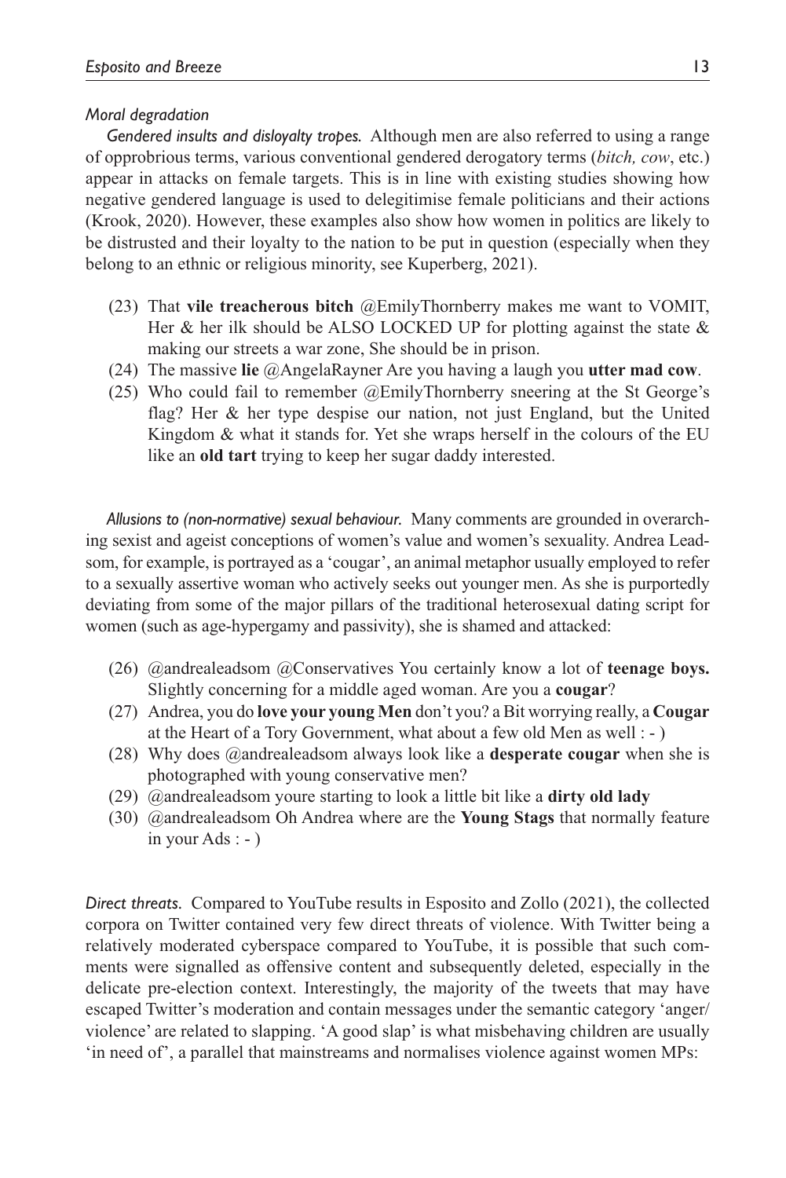### *Moral degradation*

***Gendered insults and disloyalty tropes.*** Although men are also referred to using a range of opprobrious terms, various conventional gendered derogatory terms (*bitch, cow*, etc.) appear in attacks on female targets. This is in line with existing studies showing how negative gendered language is used to delegitimise female politicians and their actions (Krook, 2020). However, these examples also show how women in politics are likely to be distrusted and their loyalty to the nation to be put in question (especially when they belong to an ethnic or religious minority, see Kuperberg, 2021).

(23) That **vile treacherous bitch** @EmilyThornberry makes me want to VOMIT, Her & her ilk should be ALSO LOCKED UP for plotting against the state & making our streets a war zone, She should be in prison.

(24) The massive **lie** @AngelaRayner Are you having a laugh you **utter mad cow**.

(25) Who could fail to remember @EmilyThornberry sneering at the St George's flag? Her & her type despise our nation, not just England, but the United Kingdom & what it stands for. Yet she wraps herself in the colours of the EU like an **old tart** trying to keep her sugar daddy interested.

***Allusions to (non-normative) sexual behaviour.*** Many comments are grounded in overarching sexist and ageist conceptions of women's value and women's sexuality. Andrea Leadsom, for example, is portrayed as a 'cougar', an animal metaphor usually employed to refer to a sexually assertive woman who actively seeks out younger men. As she is purportedly deviating from some of the major pillars of the traditional heterosexual dating script for women (such as age-hypergamy and passivity), she is shamed and attacked:

(26) @andrealeadsom @Conservatives You certainly know a lot of **teenage boys.** Slightly concerning for a middle aged woman. Are you a **cougar**?

(27) Andrea, you do **love your young Men** don't you? a Bit worrying really, a **Cougar** at the Heart of a Tory Government, what about a few old Men as well : - )

(28) Why does @andrealeadsom always look like a **desperate cougar** when she is photographed with young conservative men?

(29) @andrealeadsom youre starting to look a little bit like a **dirty old lady**

(30) @andrealeadsom Oh Andrea where are the **Young Stags** that normally feature in your Ads : - )

***Direct threats.*** Compared to YouTube results in Esposito and Zollo (2021), the collected corpora on Twitter contained very few direct threats of violence. With Twitter being a relatively moderated cyberspace compared to YouTube, it is possible that such comments were signalled as offensive content and subsequently deleted, especially in the delicate pre-election context. Interestingly, the majority of the tweets that may have escaped Twitter's moderation and contain messages under the semantic category 'anger/violence' are related to slapping. 'A good slap' is what misbehaving children are usually 'in need of', a parallel that mainstreams and normalises violence against women MPs: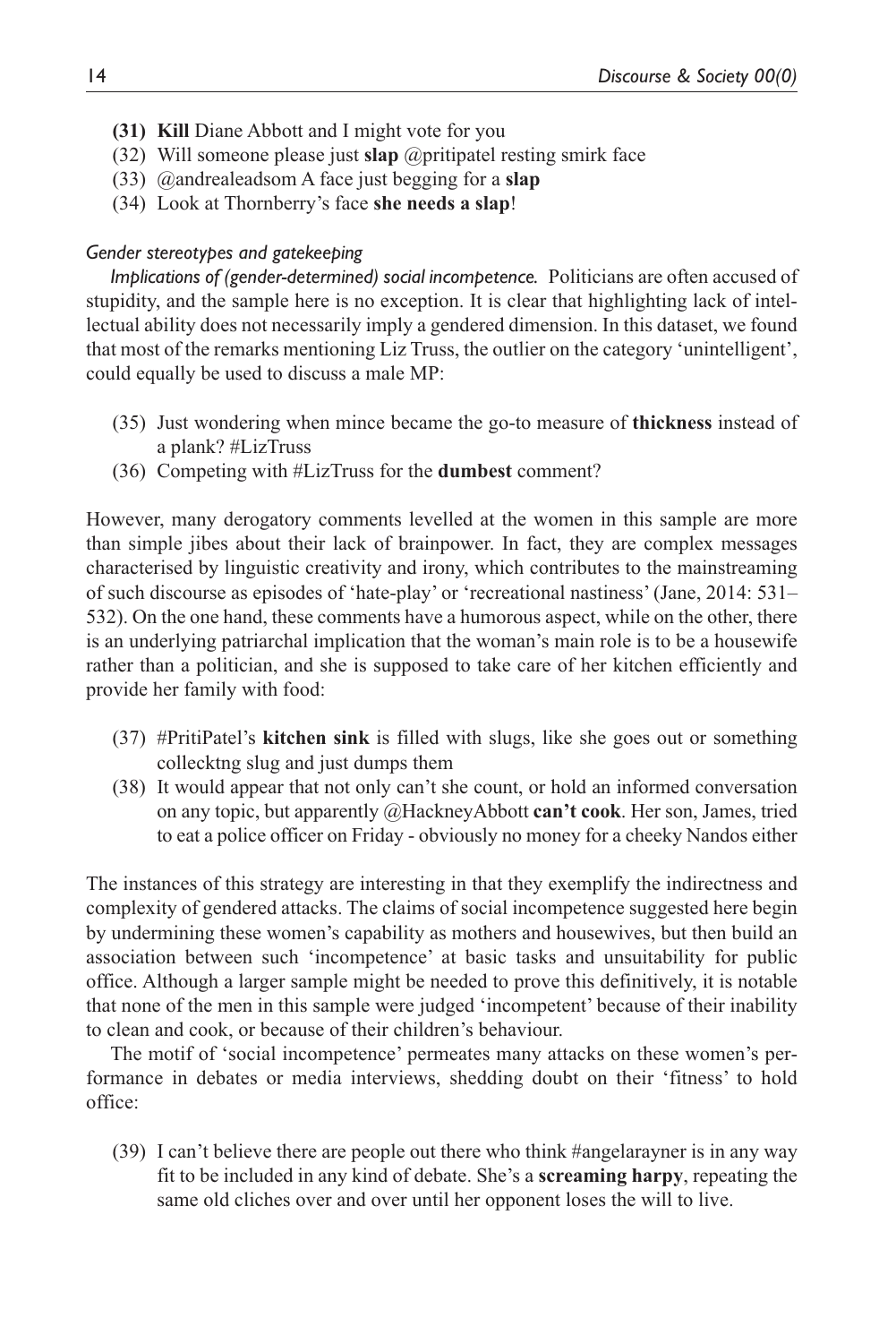- **(31) Kill** Diane Abbott and I might vote for you
- (32) Will someone please just **slap** @pritipatel resting smirk face
- (33) @andrealeadsom A face just begging for a **slap**
- (34) Look at Thornberry's face **she needs a slap**!

*Gender stereotypes and gatekeeping*

*Implications of (gender-determined) social incompetence.* Politicians are often accused of stupidity, and the sample here is no exception. It is clear that highlighting lack of intellectual ability does not necessarily imply a gendered dimension. In this dataset, we found that most of the remarks mentioning Liz Truss, the outlier on the category 'unintelligent', could equally be used to discuss a male MP:

- (35) Just wondering when mince became the go-to measure of **thickness** instead of a plank? #LizTruss
- (36) Competing with #LizTruss for the **dumbest** comment?

However, many derogatory comments levelled at the women in this sample are more than simple jibes about their lack of brainpower. In fact, they are complex messages characterised by linguistic creativity and irony, which contributes to the mainstreaming of such discourse as episodes of 'hate-play' or 'recreational nastiness' (Jane, 2014: 531–532). On the one hand, these comments have a humorous aspect, while on the other, there is an underlying patriarchal implication that the woman's main role is to be a housewife rather than a politician, and she is supposed to take care of her kitchen efficiently and provide her family with food:

- (37) #PritiPatel's **kitchen sink** is filled with slugs, like she goes out or something collecktng slug and just dumps them
- (38) It would appear that not only can't she count, or hold an informed conversation on any topic, but apparently @HackneyAbbott **can't cook**. Her son, James, tried to eat a police officer on Friday - obviously no money for a cheeky Nandos either

The instances of this strategy are interesting in that they exemplify the indirectness and complexity of gendered attacks. The claims of social incompetence suggested here begin by undermining these women's capability as mothers and housewives, but then build an association between such 'incompetence' at basic tasks and unsuitability for public office. Although a larger sample might be needed to prove this definitively, it is notable that none of the men in this sample were judged 'incompetent' because of their inability to clean and cook, or because of their children's behaviour.

The motif of 'social incompetence' permeates many attacks on these women's performance in debates or media interviews, shedding doubt on their 'fitness' to hold office:

- (39) I can't believe there are people out there who think #angelarayner is in any way fit to be included in any kind of debate. She's a **screaming harpy**, repeating the same old cliches over and over until her opponent loses the will to live.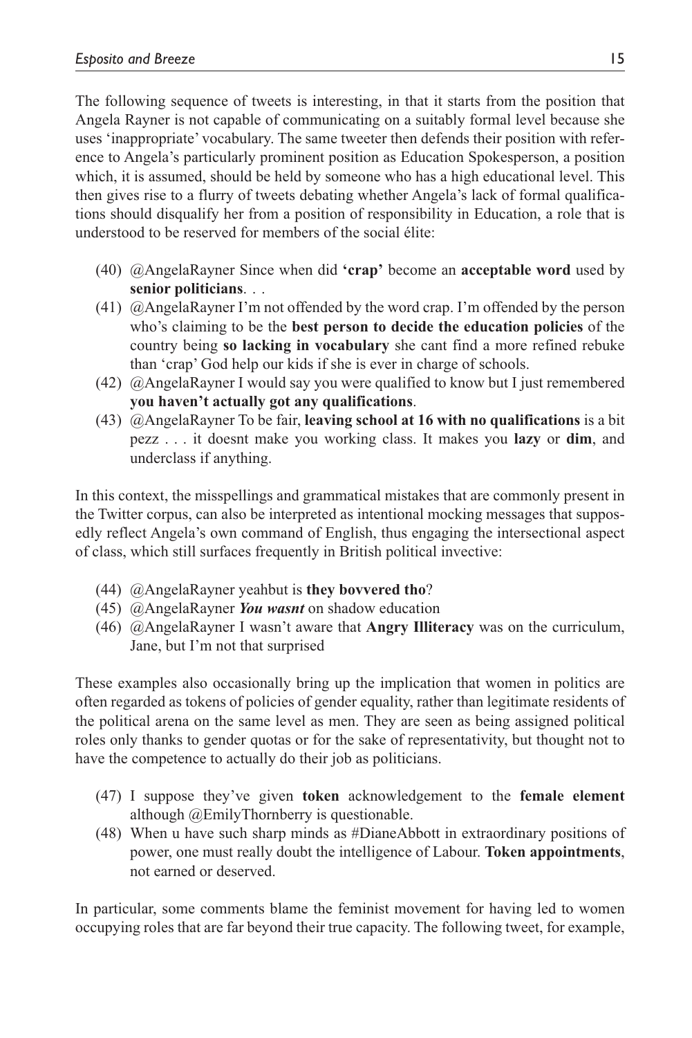The following sequence of tweets is interesting, in that it starts from the position that Angela Rayner is not capable of communicating on a suitably formal level because she uses 'inappropriate' vocabulary. The same tweeter then defends their position with reference to Angela's particularly prominent position as Education Spokesperson, a position which, it is assumed, should be held by someone who has a high educational level. This then gives rise to a flurry of tweets debating whether Angela's lack of formal qualifications should disqualify her from a position of responsibility in Education, a role that is understood to be reserved for members of the social élite:

(40) @AngelaRayner Since when did **'crap'** become an **acceptable word** used by **senior politicians**. . .

(41) @AngelaRayner I'm not offended by the word crap. I'm offended by the person who's claiming to be the **best person to decide the education policies** of the country being **so lacking in vocabulary** she cant find a more refined rebuke than 'crap' God help our kids if she is ever in charge of schools.

(42) @AngelaRayner I would say you were qualified to know but I just remembered **you haven't actually got any qualifications**.

(43) @AngelaRayner To be fair, **leaving school at 16 with no qualifications** is a bit pezz . . . it doesnt make you working class. It makes you **lazy** or **dim**, and underclass if anything.

In this context, the misspellings and grammatical mistakes that are commonly present in the Twitter corpus, can also be interpreted as intentional mocking messages that supposedly reflect Angela's own command of English, thus engaging the intersectional aspect of class, which still surfaces frequently in British political invective:

(44) @AngelaRayner yeahbut is **they bovvered tho**?

(45) @AngelaRayner ***You wasnt*** on shadow education

(46) @AngelaRayner I wasn't aware that **Angry Illiteracy** was on the curriculum, Jane, but I'm not that surprised

These examples also occasionally bring up the implication that women in politics are often regarded as tokens of policies of gender equality, rather than legitimate residents of the political arena on the same level as men. They are seen as being assigned political roles only thanks to gender quotas or for the sake of representativity, but thought not to have the competence to actually do their job as politicians.

(47) I suppose they've given **token** acknowledgement to the **female element** although @EmilyThornberry is questionable.

(48) When u have such sharp minds as #DianeAbbott in extraordinary positions of power, one must really doubt the intelligence of Labour. **Token appointments**, not earned or deserved.

In particular, some comments blame the feminist movement for having led to women occupying roles that are far beyond their true capacity. The following tweet, for example,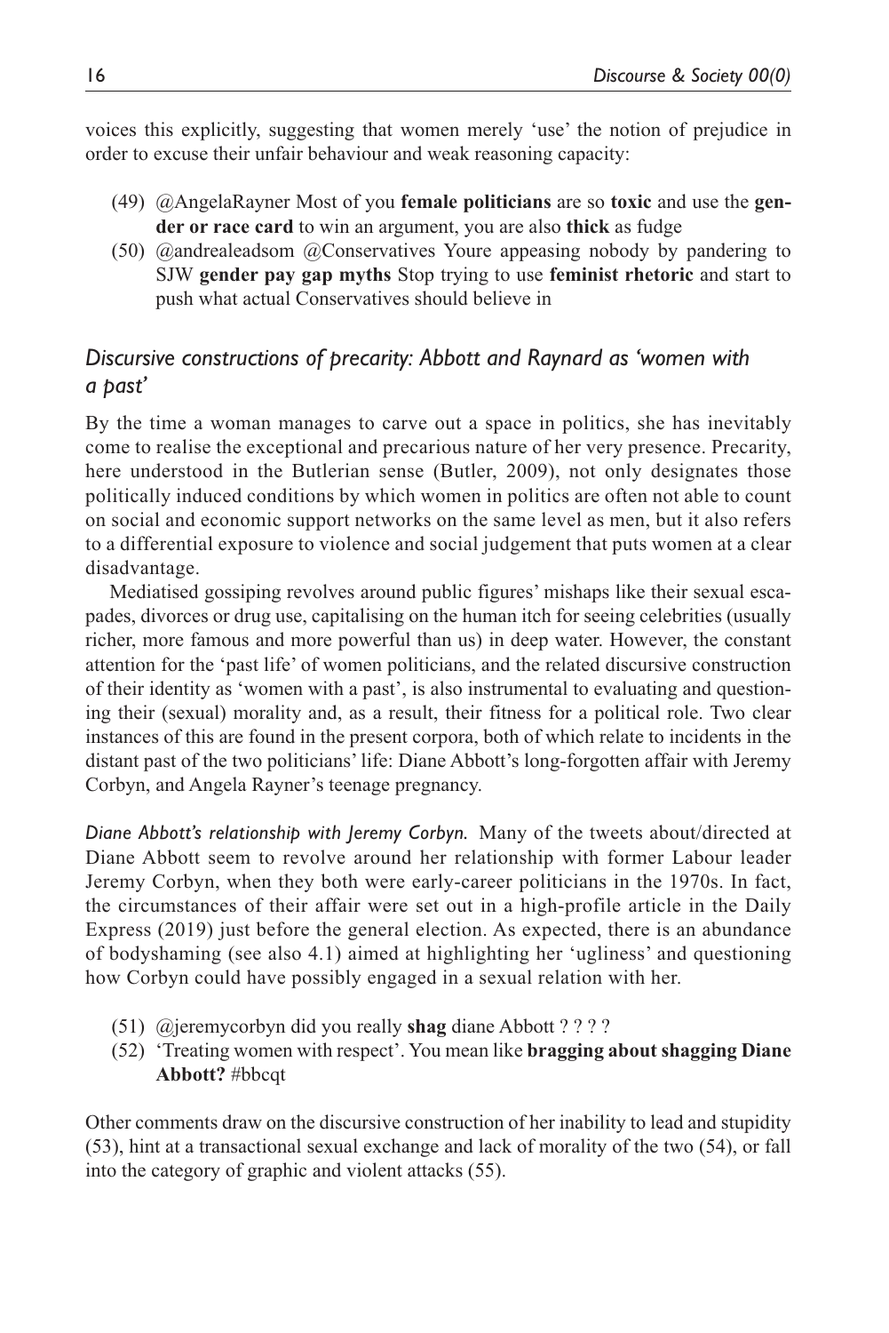voices this explicitly, suggesting that women merely 'use' the notion of prejudice in order to excuse their unfair behaviour and weak reasoning capacity:

(49) @AngelaRayner Most of you **female politicians** are so **toxic** and use the **gender or race card** to win an argument, you are also **thick** as fudge

(50) @andrealeadsom @Conservatives Youre appeasing nobody by pandering to SJW **gender pay gap myths** Stop trying to use **feminist rhetoric** and start to push what actual Conservatives should believe in

### *Discursive constructions of precarity: Abbott and Raynard as 'women with a past'*

By the time a woman manages to carve out a space in politics, she has inevitably come to realise the exceptional and precarious nature of her very presence. Precarity, here understood in the Butlerian sense (Butler, 2009), not only designates those politically induced conditions by which women in politics are often not able to count on social and economic support networks on the same level as men, but it also refers to a differential exposure to violence and social judgement that puts women at a clear disadvantage.

Mediatised gossiping revolves around public figures' mishaps like their sexual escapades, divorces or drug use, capitalising on the human itch for seeing celebrities (usually richer, more famous and more powerful than us) in deep water. However, the constant attention for the 'past life' of women politicians, and the related discursive construction of their identity as 'women with a past', is also instrumental to evaluating and questioning their (sexual) morality and, as a result, their fitness for a political role. Two clear instances of this are found in the present corpora, both of which relate to incidents in the distant past of the two politicians' life: Diane Abbott's long-forgotten affair with Jeremy Corbyn, and Angela Rayner's teenage pregnancy.

*Diane Abbott's relationship with Jeremy Corbyn.* Many of the tweets about/directed at Diane Abbott seem to revolve around her relationship with former Labour leader Jeremy Corbyn, when they both were early-career politicians in the 1970s. In fact, the circumstances of their affair were set out in a high-profile article in the Daily Express (2019) just before the general election. As expected, there is an abundance of bodyshaming (see also 4.1) aimed at highlighting her 'ugliness' and questioning how Corbyn could have possibly engaged in a sexual relation with her.

(51) @jeremycorbyn did you really **shag** diane Abbott ? ? ? ?

(52) 'Treating women with respect'. You mean like **bragging about shagging Diane Abbott?** #bbcqt

Other comments draw on the discursive construction of her inability to lead and stupidity (53), hint at a transactional sexual exchange and lack of morality of the two (54), or fall into the category of graphic and violent attacks (55).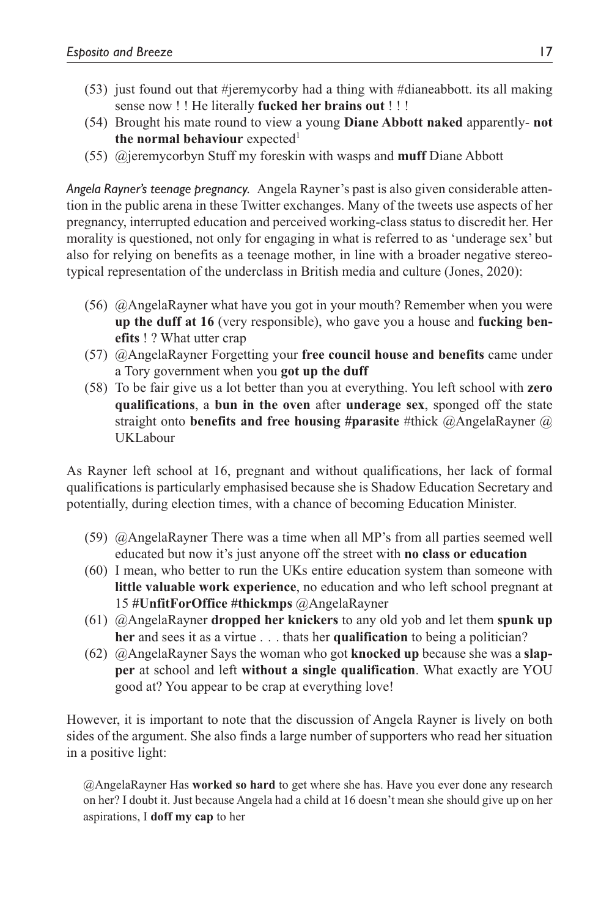(53) just found out that #jeremycorby had a thing with #dianeabbott. its all making sense now ! ! He literally **fucked her brains out** ! ! !

(54) Brought his mate round to view a young **Diane Abbott naked** apparently- **not the normal behaviour** expected[1]

(55) @jeremycorbyn Stuff my foreskin with wasps and **muff** Diane Abbott

*Angela Rayner's teenage pregnancy.* Angela Rayner's past is also given considerable attention in the public arena in these Twitter exchanges. Many of the tweets use aspects of her pregnancy, interrupted education and perceived working-class status to discredit her. Her morality is questioned, not only for engaging in what is referred to as 'underage sex' but also for relying on benefits as a teenage mother, in line with a broader negative stereotypical representation of the underclass in British media and culture (Jones, 2020):

(56) @AngelaRayner what have you got in your mouth? Remember when you were **up the duff at 16** (very responsible), who gave you a house and **fucking benefits** ! ? What utter crap

(57) @AngelaRayner Forgetting your **free council house and benefits** came under a Tory government when you **got up the duff**

(58) To be fair give us a lot better than you at everything. You left school with **zero qualifications**, a **bun in the oven** after **underage sex**, sponged off the state straight onto **benefits and free housing #parasite** #thick @AngelaRayner @UKLabour

As Rayner left school at 16, pregnant and without qualifications, her lack of formal qualifications is particularly emphasised because she is Shadow Education Secretary and potentially, during election times, with a chance of becoming Education Minister.

(59) @AngelaRayner There was a time when all MP's from all parties seemed well educated but now it's just anyone off the street with **no class or education**

(60) I mean, who better to run the UKs entire education system than someone with **little valuable work experience**, no education and who left school pregnant at 15 **#UnfitForOffice #thickmps** @AngelaRayner

(61) @AngelaRayner **dropped her knickers** to any old yob and let them **spunk up her** and sees it as a virtue . . . thats her **qualification** to being a politician?

(62) @AngelaRayner Says the woman who got **knocked up** because she was a **slapper** at school and left **without a single qualification**. What exactly are YOU good at? You appear to be crap at everything love!

However, it is important to note that the discussion of Angela Rayner is lively on both sides of the argument. She also finds a large number of supporters who read her situation in a positive light:

> @AngelaRayner Has **worked so hard** to get where she has. Have you ever done any research on her? I doubt it. Just because Angela had a child at 16 doesn't mean she should give up on her aspirations, I **doff my cap** to her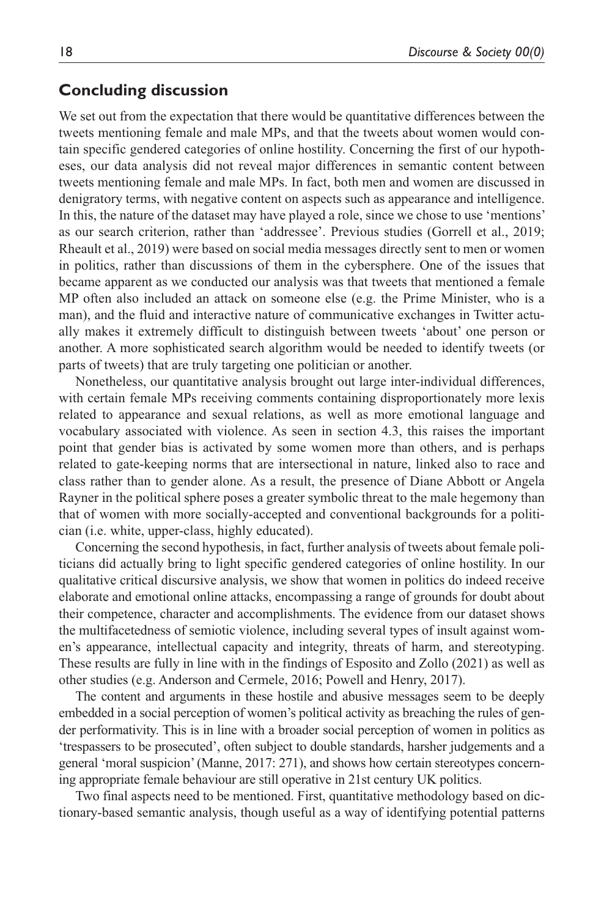## Concluding discussion

We set out from the expectation that there would be quantitative differences between the tweets mentioning female and male MPs, and that the tweets about women would contain specific gendered categories of online hostility. Concerning the first of our hypotheses, our data analysis did not reveal major differences in semantic content between tweets mentioning female and male MPs. In fact, both men and women are discussed in denigratory terms, with negative content on aspects such as appearance and intelligence. In this, the nature of the dataset may have played a role, since we chose to use 'mentions' as our search criterion, rather than 'addressee'. Previous studies (Gorrell et al., 2019; Rheault et al., 2019) were based on social media messages directly sent to men or women in politics, rather than discussions of them in the cybersphere. One of the issues that became apparent as we conducted our analysis was that tweets that mentioned a female MP often also included an attack on someone else (e.g. the Prime Minister, who is a man), and the fluid and interactive nature of communicative exchanges in Twitter actually makes it extremely difficult to distinguish between tweets 'about' one person or another. A more sophisticated search algorithm would be needed to identify tweets (or parts of tweets) that are truly targeting one politician or another.

Nonetheless, our quantitative analysis brought out large inter-individual differences, with certain female MPs receiving comments containing disproportionately more lexis related to appearance and sexual relations, as well as more emotional language and vocabulary associated with violence. As seen in section 4.3, this raises the important point that gender bias is activated by some women more than others, and is perhaps related to gate-keeping norms that are intersectional in nature, linked also to race and class rather than to gender alone. As a result, the presence of Diane Abbott or Angela Rayner in the political sphere poses a greater symbolic threat to the male hegemony than that of women with more socially-accepted and conventional backgrounds for a politician (i.e. white, upper-class, highly educated).

Concerning the second hypothesis, in fact, further analysis of tweets about female politicians did actually bring to light specific gendered categories of online hostility. In our qualitative critical discursive analysis, we show that women in politics do indeed receive elaborate and emotional online attacks, encompassing a range of grounds for doubt about their competence, character and accomplishments. The evidence from our dataset shows the multifacetedness of semiotic violence, including several types of insult against women's appearance, intellectual capacity and integrity, threats of harm, and stereotyping. These results are fully in line with in the findings of Esposito and Zollo (2021) as well as other studies (e.g. Anderson and Cermele, 2016; Powell and Henry, 2017).

The content and arguments in these hostile and abusive messages seem to be deeply embedded in a social perception of women's political activity as breaching the rules of gender performativity. This is in line with a broader social perception of women in politics as 'trespassers to be prosecuted', often subject to double standards, harsher judgements and a general 'moral suspicion' (Manne, 2017: 271), and shows how certain stereotypes concerning appropriate female behaviour are still operative in 21st century UK politics.

Two final aspects need to be mentioned. First, quantitative methodology based on dictionary-based semantic analysis, though useful as a way of identifying potential patterns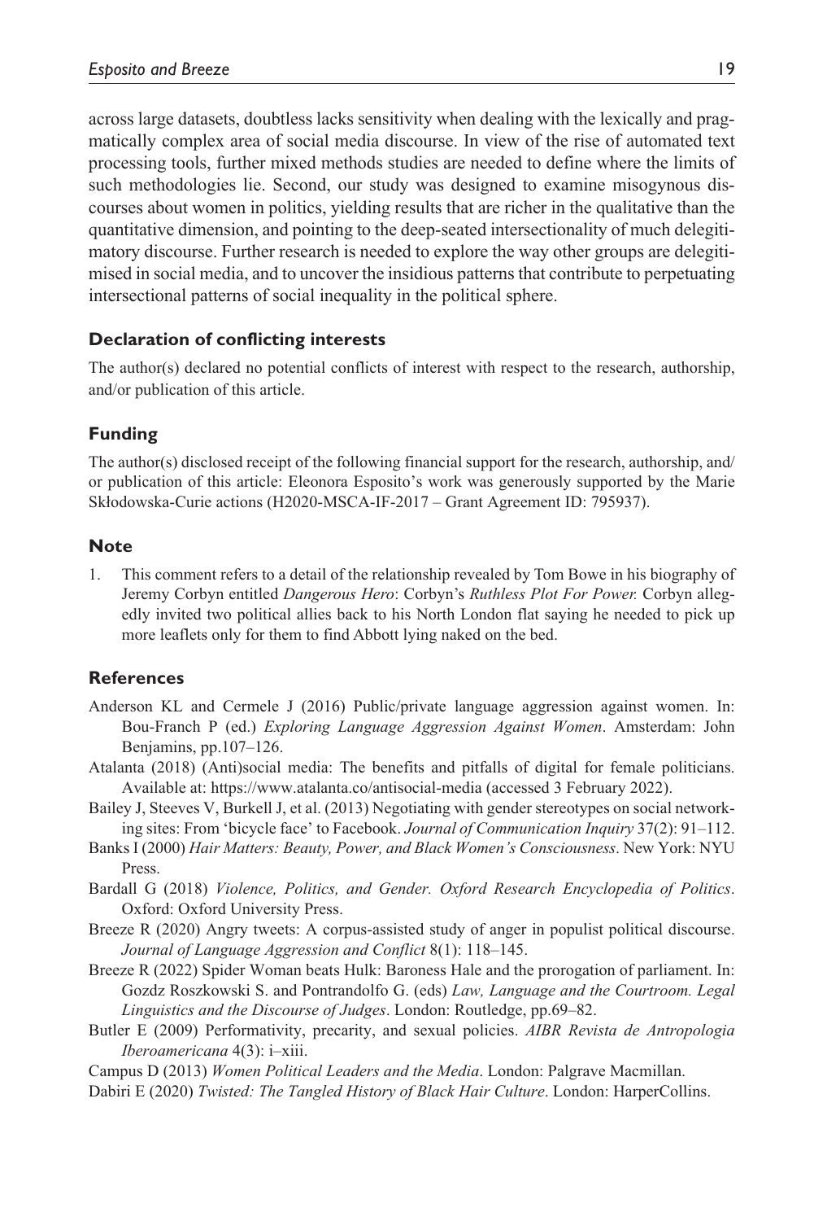across large datasets, doubtless lacks sensitivity when dealing with the lexically and pragmatically complex area of social media discourse. In view of the rise of automated text processing tools, further mixed methods studies are needed to define where the limits of such methodologies lie. Second, our study was designed to examine misogynous discourses about women in politics, yielding results that are richer in the qualitative than the quantitative dimension, and pointing to the deep-seated intersectionality of much delegitimatory discourse. Further research is needed to explore the way other groups are delegitimised in social media, and to uncover the insidious patterns that contribute to perpetuating intersectional patterns of social inequality in the political sphere.

### Declaration of conflicting interests

The author(s) declared no potential conflicts of interest with respect to the research, authorship, and/or publication of this article.

### Funding

The author(s) disclosed receipt of the following financial support for the research, authorship, and/or publication of this article: Eleonora Esposito's work was generously supported by the Marie Skłodowska-Curie actions (H2020-MSCA-IF-2017 – Grant Agreement ID: 795937).

### Note

1. This comment refers to a detail of the relationship revealed by Tom Bowe in his biography of Jeremy Corbyn entitled *Dangerous Hero*: Corbyn's *Ruthless Plot For Power.* Corbyn allegedly invited two political allies back to his North London flat saying he needed to pick up more leaflets only for them to find Abbott lying naked on the bed.

### References

Anderson KL and Cermele J (2016) Public/private language aggression against women. In: Bou-Franch P (ed.) *Exploring Language Aggression Against Women*. Amsterdam: John Benjamins, pp.107–126.

Atalanta (2018) (Anti)social media: The benefits and pitfalls of digital for female politicians. Available at: https://www.atalanta.co/antisocial-media (accessed 3 February 2022).

Bailey J, Steeves V, Burkell J, et al. (2013) Negotiating with gender stereotypes on social networking sites: From 'bicycle face' to Facebook. *Journal of Communication Inquiry* 37(2): 91–112.

Banks I (2000) *Hair Matters: Beauty, Power, and Black Women's Consciousness*. New York: NYU Press.

Bardall G (2018) *Violence, Politics, and Gender. Oxford Research Encyclopedia of Politics*. Oxford: Oxford University Press.

Breeze R (2020) Angry tweets: A corpus-assisted study of anger in populist political discourse. *Journal of Language Aggression and Conflict* 8(1): 118–145.

Breeze R (2022) Spider Woman beats Hulk: Baroness Hale and the prorogation of parliament. In: Gozdz Roszkowski S. and Pontrandolfo G. (eds) *Law, Language and the Courtroom. Legal Linguistics and the Discourse of Judges*. London: Routledge, pp.69–82.

Butler E (2009) Performativity, precarity, and sexual policies. *AIBR Revista de Antropologia Iberoamericana* 4(3): i–xiii.

Campus D (2013) *Women Political Leaders and the Media*. London: Palgrave Macmillan.

Dabiri E (2020) *Twisted: The Tangled History of Black Hair Culture*. London: HarperCollins.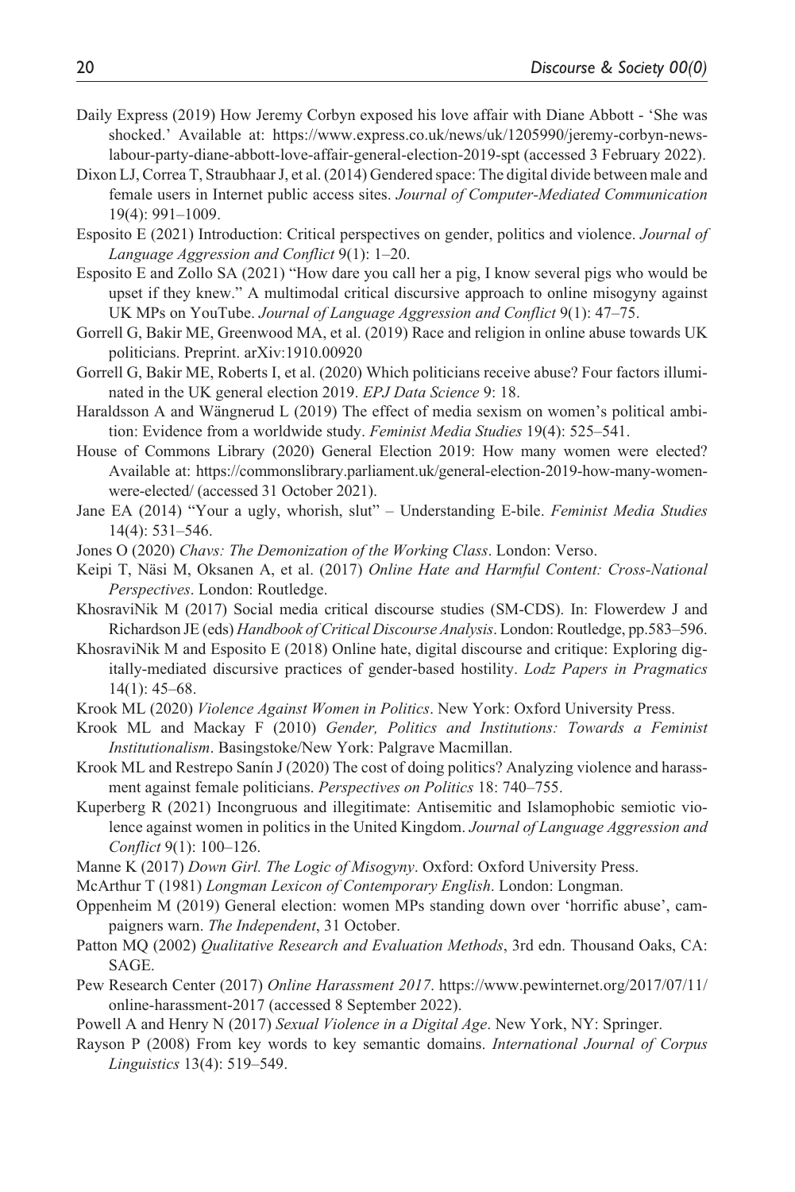Daily Express (2019) How Jeremy Corbyn exposed his love affair with Diane Abbott - 'She was shocked.' Available at: https://www.express.co.uk/news/uk/1205990/jeremy-corbyn-news-labour-party-diane-abbott-love-affair-general-election-2019-spt (accessed 3 February 2022).

Dixon LJ, Correa T, Straubhaar J, et al. (2014) Gendered space: The digital divide between male and female users in Internet public access sites. *Journal of Computer-Mediated Communication* 19(4): 991–1009.

Esposito E (2021) Introduction: Critical perspectives on gender, politics and violence. *Journal of Language Aggression and Conflict* 9(1): 1–20.

Esposito E and Zollo SA (2021) "How dare you call her a pig, I know several pigs who would be upset if they knew." A multimodal critical discursive approach to online misogyny against UK MPs on YouTube. *Journal of Language Aggression and Conflict* 9(1): 47–75.

Gorrell G, Bakir ME, Greenwood MA, et al. (2019) Race and religion in online abuse towards UK politicians. Preprint. arXiv:1910.00920

Gorrell G, Bakir ME, Roberts I, et al. (2020) Which politicians receive abuse? Four factors illuminated in the UK general election 2019. *EPJ Data Science* 9: 18.

Haraldsson A and Wängnerud L (2019) The effect of media sexism on women's political ambition: Evidence from a worldwide study. *Feminist Media Studies* 19(4): 525–541.

House of Commons Library (2020) General Election 2019: How many women were elected? Available at: https://commonslibrary.parliament.uk/general-election-2019-how-many-women-were-elected/ (accessed 31 October 2021).

Jane EA (2014) "Your a ugly, whorish, slut" – Understanding E-bile. *Feminist Media Studies* 14(4): 531–546.

Jones O (2020) *Chavs: The Demonization of the Working Class*. London: Verso.

Keipi T, Näsi M, Oksanen A, et al. (2017) *Online Hate and Harmful Content: Cross-National Perspectives*. London: Routledge.

KhosraviNik M (2017) Social media critical discourse studies (SM-CDS). In: Flowerdew J and Richardson JE (eds) *Handbook of Critical Discourse Analysis*. London: Routledge, pp.583–596.

KhosraviNik M and Esposito E (2018) Online hate, digital discourse and critique: Exploring digitally-mediated discursive practices of gender-based hostility. *Lodz Papers in Pragmatics* 14(1): 45–68.

Krook ML (2020) *Violence Against Women in Politics*. New York: Oxford University Press.

Krook ML and Mackay F (2010) *Gender, Politics and Institutions: Towards a Feminist Institutionalism*. Basingstoke/New York: Palgrave Macmillan.

Krook ML and Restrepo Sanín J (2020) The cost of doing politics? Analyzing violence and harassment against female politicians. *Perspectives on Politics* 18: 740–755.

Kuperberg R (2021) Incongruous and illegitimate: Antisemitic and Islamophobic semiotic violence against women in politics in the United Kingdom. *Journal of Language Aggression and Conflict* 9(1): 100–126.

Manne K (2017) *Down Girl. The Logic of Misogyny*. Oxford: Oxford University Press.

McArthur T (1981) *Longman Lexicon of Contemporary English*. London: Longman.

Oppenheim M (2019) General election: women MPs standing down over 'horrific abuse', campaigners warn. *The Independent*, 31 October.

Patton MQ (2002) *Qualitative Research and Evaluation Methods*, 3rd edn. Thousand Oaks, CA: SAGE.

Pew Research Center (2017) *Online Harassment 2017*. https://www.pewinternet.org/2017/07/11/online-harassment-2017 (accessed 8 September 2022).

Powell A and Henry N (2017) *Sexual Violence in a Digital Age*. New York, NY: Springer.

Rayson P (2008) From key words to key semantic domains. *International Journal of Corpus Linguistics* 13(4): 519–549.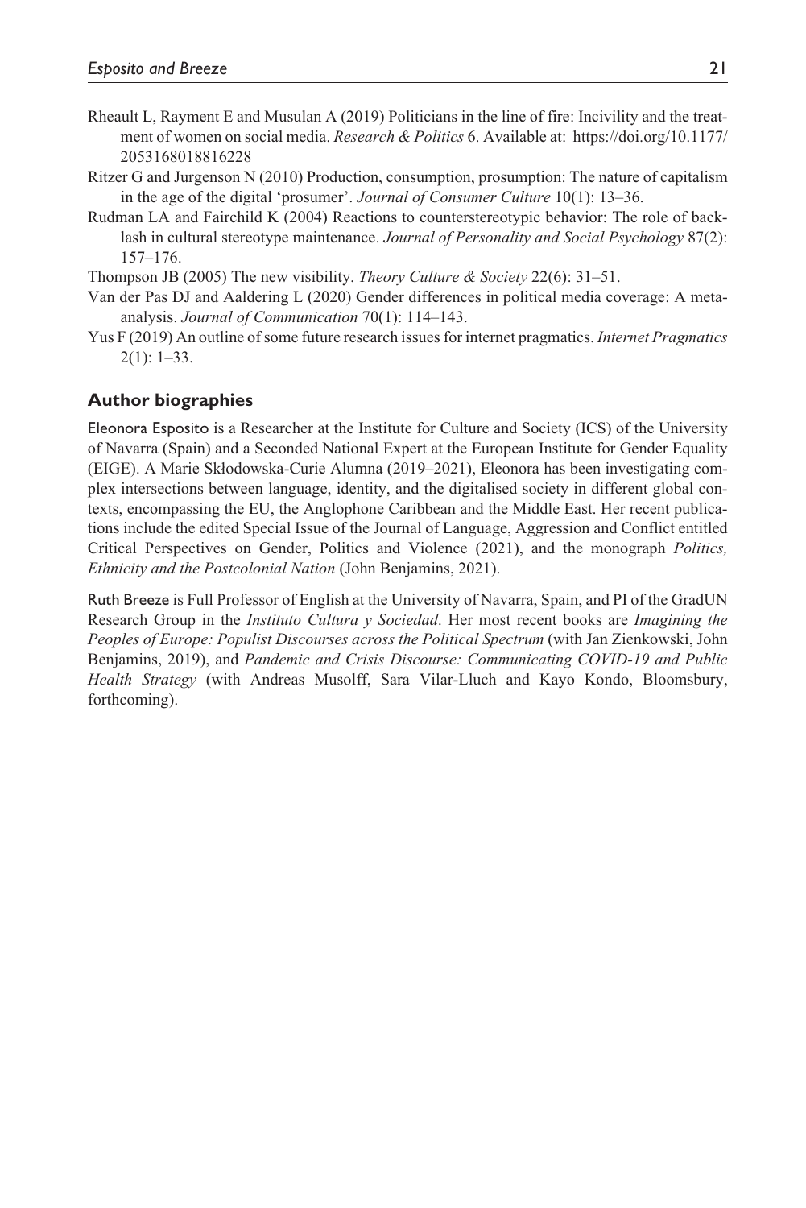Rheault L, Rayment E and Musulan A (2019) Politicians in the line of fire: Incivility and the treatment of women on social media. *Research & Politics* 6. Available at: https://doi.org/10.1177/2053168018816228

Ritzer G and Jurgenson N (2010) Production, consumption, prosumption: The nature of capitalism in the age of the digital 'prosumer'. *Journal of Consumer Culture* 10(1): 13–36.

Rudman LA and Fairchild K (2004) Reactions to counterstereotypic behavior: The role of backlash in cultural stereotype maintenance. *Journal of Personality and Social Psychology* 87(2): 157–176.

Thompson JB (2005) The new visibility. *Theory Culture & Society* 22(6): 31–51.

Van der Pas DJ and Aaldering L (2020) Gender differences in political media coverage: A meta-analysis. *Journal of Communication* 70(1): 114–143.

Yus F (2019) An outline of some future research issues for internet pragmatics. *Internet Pragmatics* 2(1): 1–33.

## Author biographies

Eleonora Esposito is a Researcher at the Institute for Culture and Society (ICS) of the University of Navarra (Spain) and a Seconded National Expert at the European Institute for Gender Equality (EIGE). A Marie Skłodowska-Curie Alumna (2019–2021), Eleonora has been investigating complex intersections between language, identity, and the digitalised society in different global contexts, encompassing the EU, the Anglophone Caribbean and the Middle East. Her recent publications include the edited Special Issue of the Journal of Language, Aggression and Conflict entitled Critical Perspectives on Gender, Politics and Violence (2021), and the monograph *Politics, Ethnicity and the Postcolonial Nation* (John Benjamins, 2021).

Ruth Breeze is Full Professor of English at the University of Navarra, Spain, and PI of the GradUN Research Group in the *Instituto Cultura y Sociedad*. Her most recent books are *Imagining the Peoples of Europe: Populist Discourses across the Political Spectrum* (with Jan Zienkowski, John Benjamins, 2019), and *Pandemic and Crisis Discourse: Communicating COVID-19 and Public Health Strategy* (with Andreas Musolff, Sara Vilar-Lluch and Kayo Kondo, Bloomsbury, forthcoming).